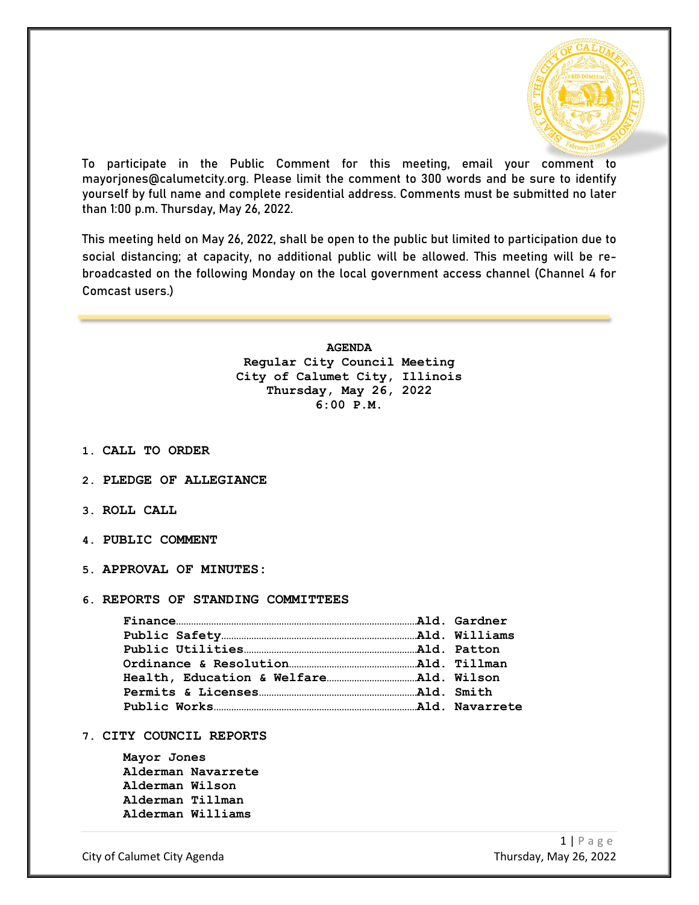To participate in the Public Comment for this meeting, email your comment to mayorjones@calumetcity.org. Please limit the comment to 300 words and be sure to identify yourself by full name and complete residential address. Comments must be submitted no later than 1:00 p.m. Thursday, May 26, 2022.

This meeting held on May 26, 2022, shall be open to the public but limited to participation due to social distancing; at capacity, no additional public will be allowed. This meeting will be re-broadcasted on the following Monday on the local government access channel (Channel 4 for Comcast users.)

---

**AGENDA**
**Regular City Council Meeting**
**City of Calumet City, Illinois**
**Thursday, May 26, 2022**
**6:00 P.M.**

1. **CALL TO ORDER**

2. **PLEDGE OF ALLEGIANCE**

3. **ROLL CALL**

4. **PUBLIC COMMENT**

5. **APPROVAL OF MINUTES:**

6. **REPORTS OF STANDING COMMITTEES**

   **Finance**……………………………………………………Ald. Gardner
   **Public Safety**………………………………………………Ald. Williams
   **Public Utilities**……………………………………………Ald. Patton
   **Ordinance & Resolution**……………………………Ald. Tillman
   **Health, Education & Welfare**……………………Ald. Wilson
   **Permits & Licenses**…………………………………Ald. Smith
   **Public Works**………………………………………………Ald. Navarrete

7. **CITY COUNCIL REPORTS**

   **Mayor Jones**
   **Alderman Navarrete**
   **Alderman Wilson**
   **Alderman Tillman**
   **Alderman Williams**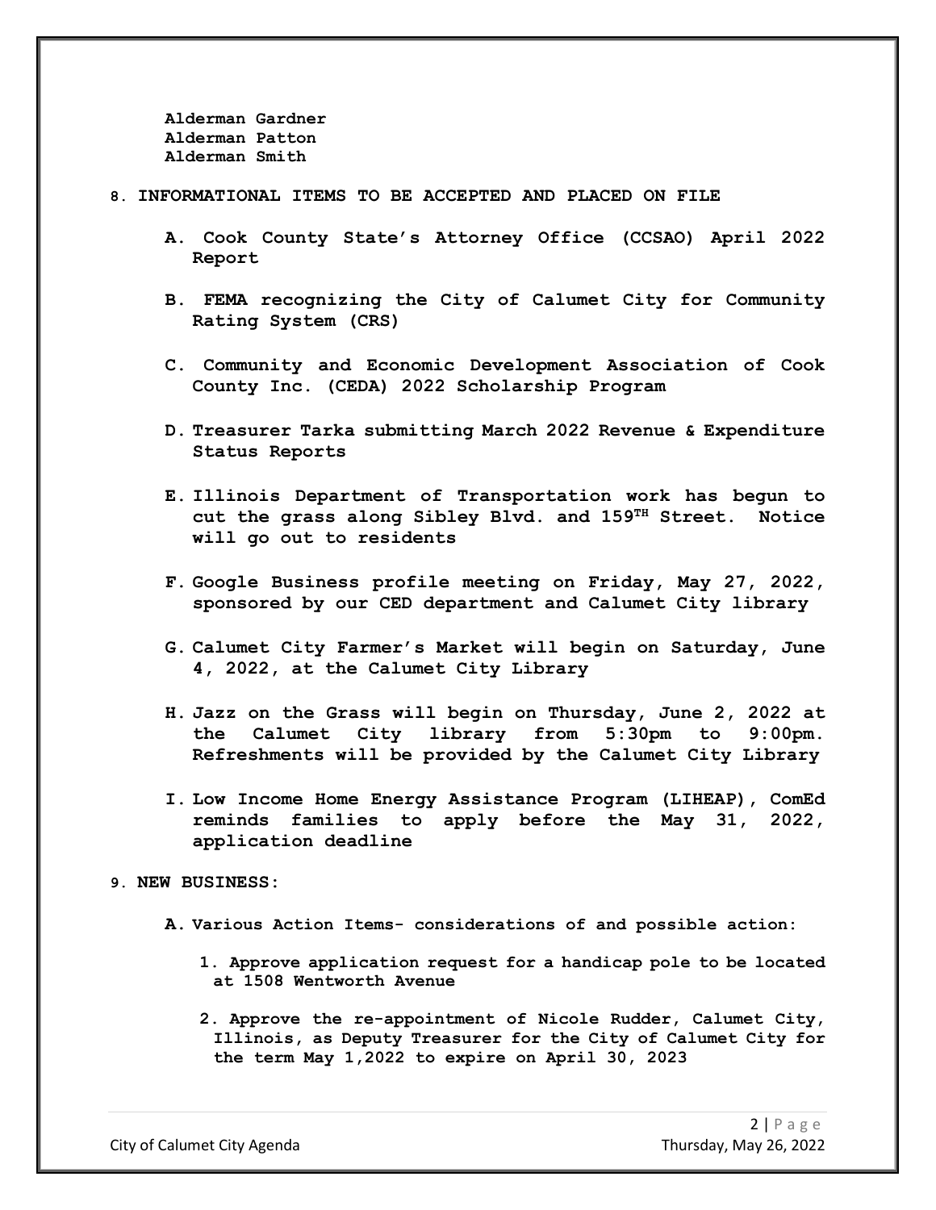**Alderman Gardner**
**Alderman Patton**
**Alderman Smith**

**8. INFORMATIONAL ITEMS TO BE ACCEPTED AND PLACED ON FILE**

- **A. Cook County State's Attorney Office (CCSAO) April 2022 Report**

- **B. FEMA recognizing the City of Calumet City for Community Rating System (CRS)**

- **C. Community and Economic Development Association of Cook County Inc. (CEDA) 2022 Scholarship Program**

- **D. Treasurer Tarka submitting March 2022 Revenue & Expenditure Status Reports**

- **E. Illinois Department of Transportation work has begun to cut the grass along Sibley Blvd. and 159TH Street. Notice will go out to residents**

- **F. Google Business profile meeting on Friday, May 27, 2022, sponsored by our CED department and Calumet City library**

- **G. Calumet City Farmer's Market will begin on Saturday, June 4, 2022, at the Calumet City Library**

- **H. Jazz on the Grass will begin on Thursday, June 2, 2022 at the Calumet City library from 5:30pm to 9:00pm. Refreshments will be provided by the Calumet City Library**

- **I. Low Income Home Energy Assistance Program (LIHEAP), ComEd reminds families to apply before the May 31, 2022, application deadline**

**9. NEW BUSINESS:**

- **A. Various Action Items- considerations of and possible action:**

  1. **Approve application request for a handicap pole to be located at 1508 Wentworth Avenue**

  2. **Approve the re-appointment of Nicole Rudder, Calumet City, Illinois, as Deputy Treasurer for the City of Calumet City for the term May 1,2022 to expire on April 30, 2023**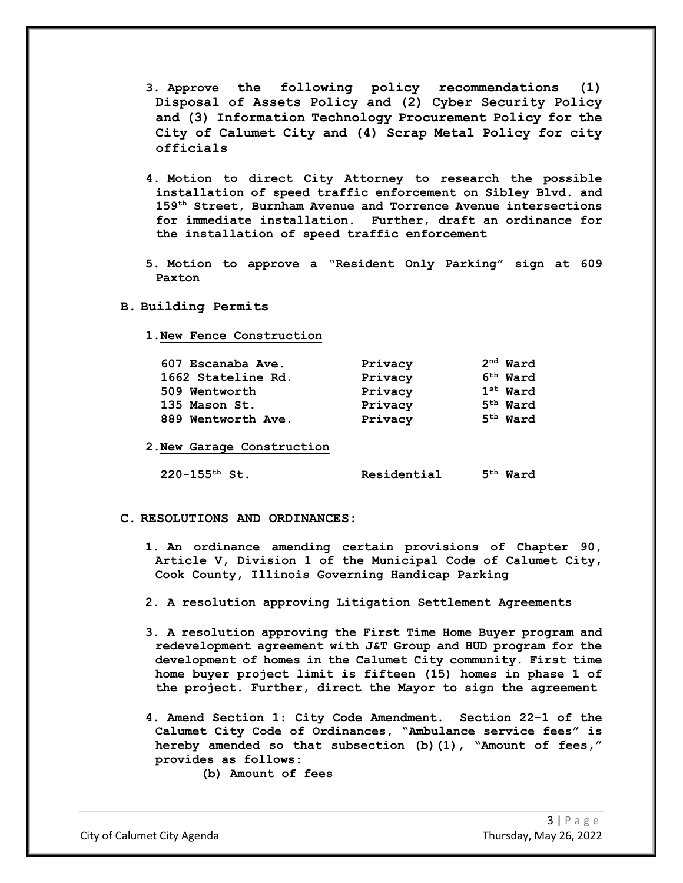3. **Approve the following policy recommendations (1) Disposal of Assets Policy and (2) Cyber Security Policy and (3) Information Technology Procurement Policy for the City of Calumet City and (4) Scrap Metal Policy for city officials**

4. **Motion to direct City Attorney to research the possible installation of speed traffic enforcement on Sibley Blvd. and 159th Street, Burnham Avenue and Torrence Avenue intersections for immediate installation. Further, draft an ordinance for the installation of speed traffic enforcement**

5. **Motion to approve a "Resident Only Parking" sign at 609 Paxton**

**B. Building Permits**

1. **New Fence Construction**

| | | |
|---|---|---|
| **607 Escanaba Ave.** | **Privacy** | **2nd Ward** |
| **1662 Stateline Rd.** | **Privacy** | **6th Ward** |
| **509 Wentworth** | **Privacy** | **1st Ward** |
| **135 Mason St.** | **Privacy** | **5th Ward** |
| **889 Wentworth Ave.** | **Privacy** | **5th Ward** |

2. **New Garage Construction**

| | | |
|---|---|---|
| **220-155th St.** | **Residential** | **5th Ward** |

**C. RESOLUTIONS AND ORDINANCES:**

1. **An ordinance amending certain provisions of Chapter 90, Article V, Division 1 of the Municipal Code of Calumet City, Cook County, Illinois Governing Handicap Parking**

2. **A resolution approving Litigation Settlement Agreements**

3. **A resolution approving the First Time Home Buyer program and redevelopment agreement with J&T Group and HUD program for the development of homes in the Calumet City community. First time home buyer project limit is fifteen (15) homes in phase 1 of the project. Further, direct the Mayor to sign the agreement**

4. **Amend Section 1: City Code Amendment. Section 22-1 of the Calumet City Code of Ordinances, "Ambulance service fees" is hereby amended so that subsection (b)(1), "Amount of fees," provides as follows:**

   **(b) Amount of fees**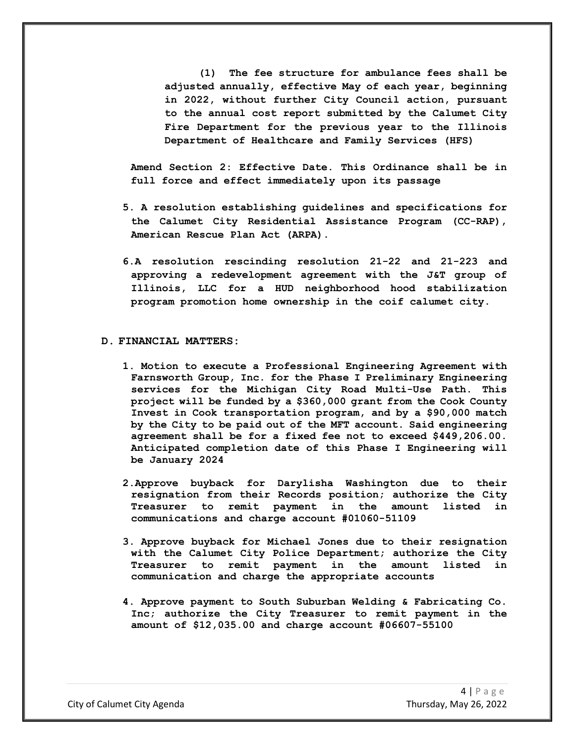**(1) The fee structure for ambulance fees shall be adjusted annually, effective May of each year, beginning in 2022, without further City Council action, pursuant to the annual cost report submitted by the Calumet City Fire Department for the previous year to the Illinois Department of Healthcare and Family Services (HFS)**

**Amend Section 2: Effective Date. This Ordinance shall be in full force and effect immediately upon its passage**

5. **A resolution establishing guidelines and specifications for the Calumet City Residential Assistance Program (CC-RAP), American Rescue Plan Act (ARPA).**

6. **A resolution rescinding resolution 21-22 and 21-223 and approving a redevelopment agreement with the J&T group of Illinois, LLC for a HUD neighborhood hood stabilization program promotion home ownership in the coif calumet city.**

## D. FINANCIAL MATTERS:

1. **Motion to execute a Professional Engineering Agreement with Farnsworth Group, Inc. for the Phase I Preliminary Engineering services for the Michigan City Road Multi-Use Path. This project will be funded by a $360,000 grant from the Cook County Invest in Cook transportation program, and by a $90,000 match by the City to be paid out of the MFT account. Said engineering agreement shall be for a fixed fee not to exceed $449,206.00. Anticipated completion date of this Phase I Engineering will be January 2024**

2. **Approve buyback for Darylisha Washington due to their resignation from their Records position; authorize the City Treasurer to remit payment in the amount listed in communications and charge account #01060-51109**

3. **Approve buyback for Michael Jones due to their resignation with the Calumet City Police Department; authorize the City Treasurer to remit payment in the amount listed in communication and charge the appropriate accounts**

4. **Approve payment to South Suburban Welding & Fabricating Co. Inc; authorize the City Treasurer to remit payment in the amount of $12,035.00 and charge account #06607-55100**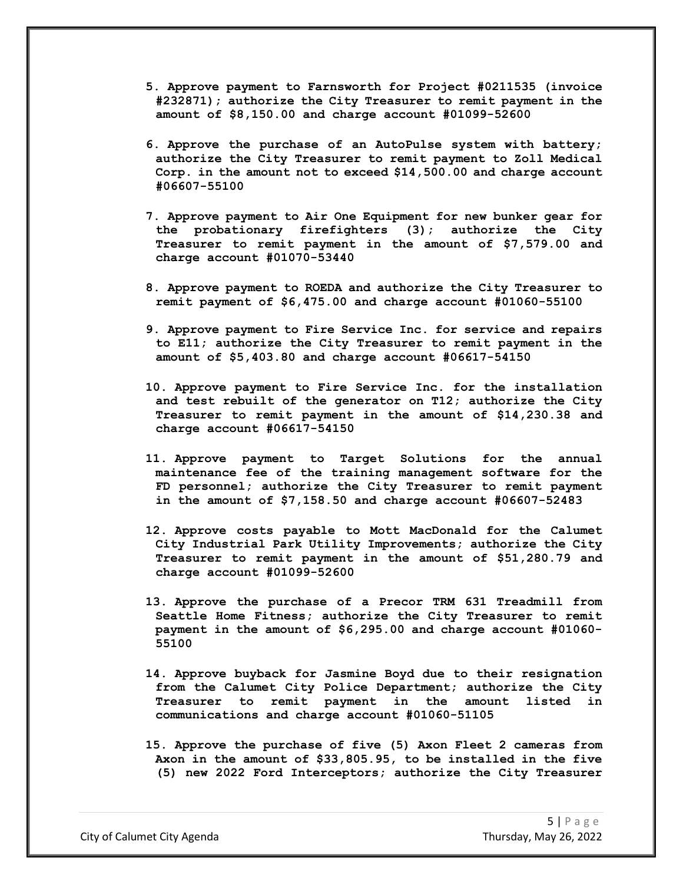5. **Approve payment to Farnsworth for Project #0211535 (invoice #232871); authorize the City Treasurer to remit payment in the amount of $8,150.00 and charge account #01099-52600**

6. **Approve the purchase of an AutoPulse system with battery; authorize the City Treasurer to remit payment to Zoll Medical Corp. in the amount not to exceed $14,500.00 and charge account #06607-55100**

7. **Approve payment to Air One Equipment for new bunker gear for the probationary firefighters (3); authorize the City Treasurer to remit payment in the amount of $7,579.00 and charge account #01070-53440**

8. **Approve payment to ROEDA and authorize the City Treasurer to remit payment of $6,475.00 and charge account #01060-55100**

9. **Approve payment to Fire Service Inc. for service and repairs to E11; authorize the City Treasurer to remit payment in the amount of $5,403.80 and charge account #06617-54150**

10. **Approve payment to Fire Service Inc. for the installation and test rebuilt of the generator on T12; authorize the City Treasurer to remit payment in the amount of $14,230.38 and charge account #06617-54150**

11. **Approve payment to Target Solutions for the annual maintenance fee of the training management software for the FD personnel; authorize the City Treasurer to remit payment in the amount of $7,158.50 and charge account #06607-52483**

12. **Approve costs payable to Mott MacDonald for the Calumet City Industrial Park Utility Improvements; authorize the City Treasurer to remit payment in the amount of $51,280.79 and charge account #01099-52600**

13. **Approve the purchase of a Precor TRM 631 Treadmill from Seattle Home Fitness; authorize the City Treasurer to remit payment in the amount of $6,295.00 and charge account #01060-55100**

14. **Approve buyback for Jasmine Boyd due to their resignation from the Calumet City Police Department; authorize the City Treasurer to remit payment in the amount listed in communications and charge account #01060-51105**

15. **Approve the purchase of five (5) Axon Fleet 2 cameras from Axon in the amount of $33,805.95, to be installed in the five (5) new 2022 Ford Interceptors; authorize the City Treasurer**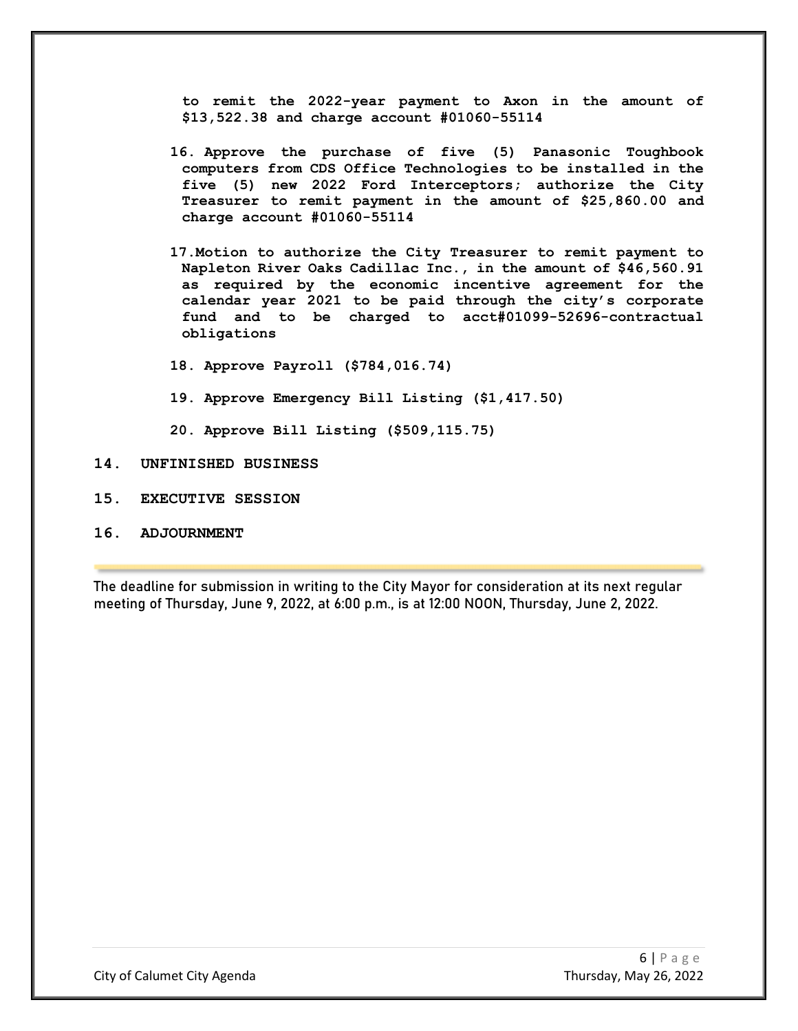**to remit the 2022-year payment to Axon in the amount of $13,522.38 and charge account #01060-55114**

16. **Approve the purchase of five (5) Panasonic Toughbook computers from CDS Office Technologies to be installed in the five (5) new 2022 Ford Interceptors; authorize the City Treasurer to remit payment in the amount of $25,860.00 and charge account #01060-55114**

17. **Motion to authorize the City Treasurer to remit payment to Napleton River Oaks Cadillac Inc., in the amount of $46,560.91 as required by the economic incentive agreement for the calendar year 2021 to be paid through the city's corporate fund and to be charged to acct#01099-52696-contractual obligations**

18. **Approve Payroll ($784,016.74)**

19. **Approve Emergency Bill Listing ($1,417.50)**

20. **Approve Bill Listing ($509,115.75)**

## 14. UNFINISHED BUSINESS

## 15. EXECUTIVE SESSION

## 16. ADJOURNMENT

---

The deadline for submission in writing to the City Mayor for consideration at its next regular meeting of Thursday, June 9, 2022, at 6:00 p.m., is at 12:00 NOON, Thursday, June 2, 2022.